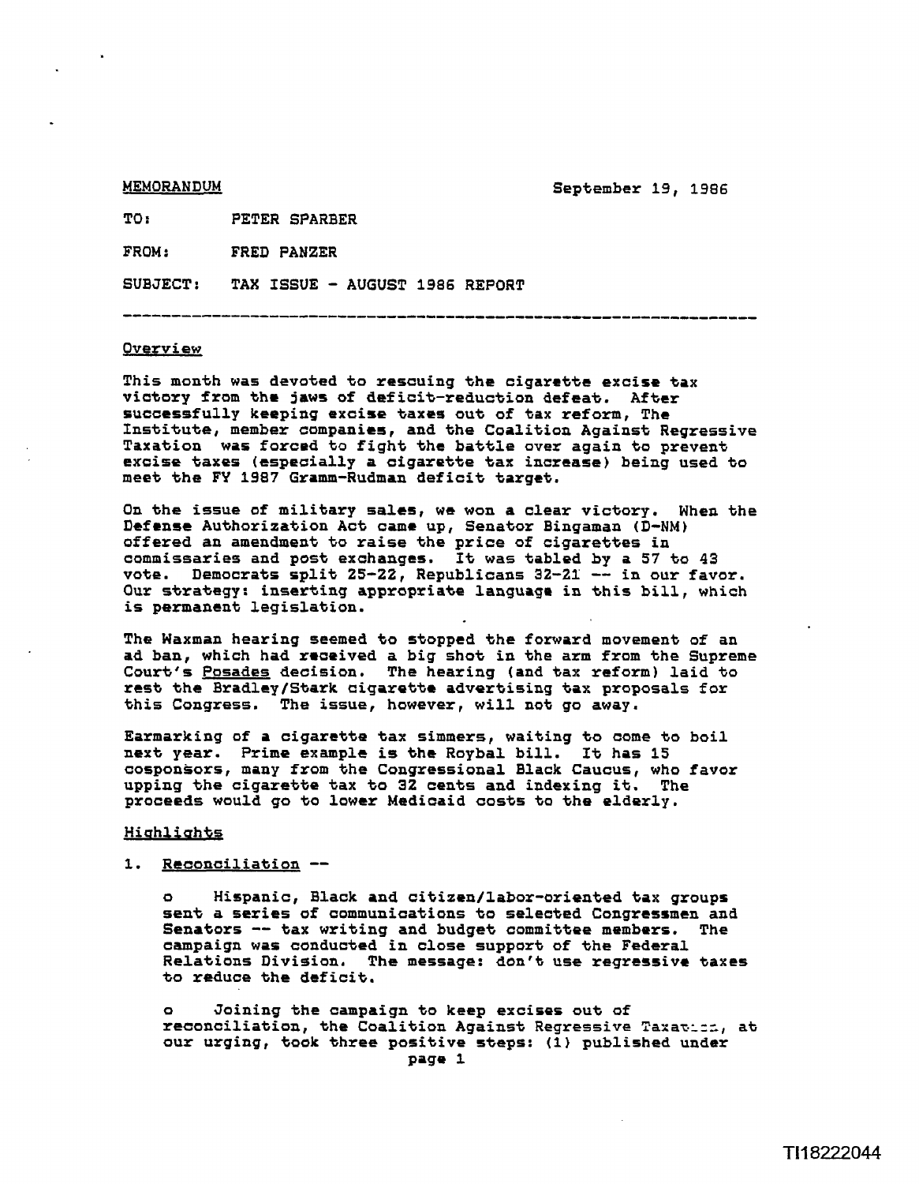MEMORANDUM

September 19, 1986

TO: PETER SPARBER

FROM: FRED PANZER

SUBJECT: TAX ISSUE - AUGUST 1986 REPORT

---

**Overview**

This month was devoted to rescuing the cigarette excise tax victory from the jaws of deficit-reduction defeat. After successfully keeping excise taxes out of tax reform, The Institute, member companies, and the Coalition Against Regressive Taxation was forced to fight the battle over again to prevent excise taxes (especially a cigarette tax increase) being used to meet the FY 1987 Gramm-Rudman deficit target.

On the issue of military sales, we won a clear victory. When the Defense Authorization Act came up, Senator Bingaman (D-NM) offered an amendment to raise the price of cigarettes in commissaries and post exchanges. It was tabled by a 57 to 43 vote. Democrats split 25-22, Republicans 32-21 -- in our favor. Our strategy: inserting appropriate language in this bill, which is permanent legislation.

The Waxman hearing seemed to stopped the forward movement of an ad ban, which had received a big shot in the arm from the Supreme Court's Posades decision. The hearing (and tax reform) laid to rest the Bradley/Stark cigarette advertising tax proposals for this Congress. The issue, however, will not go away.

Earmarking of a cigarette tax simmers, waiting to come to boil next year. Prime example is the Roybal bill. It has 15 cosponsors, many from the Congressional Black Caucus, who favor upping the cigarette tax to 32 cents and indexing it. The proceeds would go to lower Medicaid costs to the elderly.

**Highlights**

1. Reconciliation --

   - Hispanic, Black and citizen/labor-oriented tax groups sent a series of communications to selected Congressmen and Senators -- tax writing and budget committee members. The campaign was conducted in close support of the Federal Relations Division. The message: don't use regressive taxes to reduce the deficit.

   - Joining the campaign to keep excises out of reconciliation, the Coalition Against Regressive Taxation, at our urging, took three positive steps: (1) published under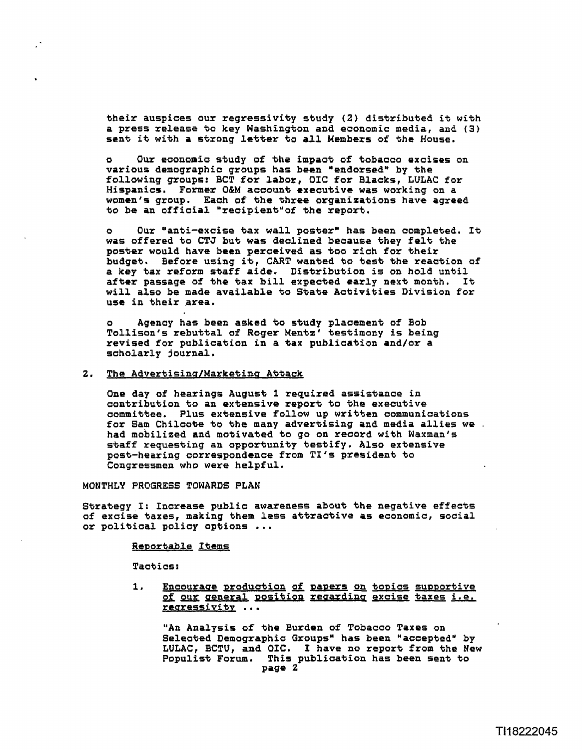their auspices our regressivity study (2) distributed it with a press release to key Washington and economic media, and (3) sent it with a strong letter to all Members of the House.

o Our economic study of the impact of tobacco excises on various demographic groups has been "endorsed" by the following groups: BCT for labor, OIC for Blacks, LULAC for Hispanics. Former O&M account executive was working on a women's group. Each of the three organizations have agreed to be an official "recipient"of the report.

o Our "anti-excise tax wall poster" has been completed. It was offered to CTJ but was declined because they felt the poster would have been perceived as too rich for their budget. Before using it, CART wanted to test the reaction of a key tax reform staff aide. Distribution is on hold until after passage of the tax bill expected early next month. It will also be made available to State Activities Division for use in their area.

o Agency has been asked to study placement of Bob Tollison's rebuttal of Roger Mentz' testimony is being revised for publication in a tax publication and/or a scholarly journal.

2. <u>The Advertising/Marketing Attack</u>

One day of hearings August 1 required assistance in contribution to an extensive report to the executive committee. Plus extensive follow up written communications for Sam Chilcote to the many advertising and media allies we had mobilized and motivated to go on record with Waxman's staff requesting an opportunity testify. Also extensive post-hearing correspondence from TI's president to Congressmen who were helpful.

MONTHLY PROGRESS TOWARDS PLAN

Strategy I: Increase public awareness about the negative effects of excise taxes, making them less attractive as economic, social or political policy options ...

<u>Reportable Items</u>

Tactics:

1. <u>Encourage production of papers on topics supportive of our general position regarding excise taxes i.e. regressivity ...</u>

"An Analysis of the Burden of Tobacco Taxes on Selected Demographic Groups" has been "accepted" by LULAC, BCTU, and OIC. I have no report from the New Populist Forum. This publication has been sent to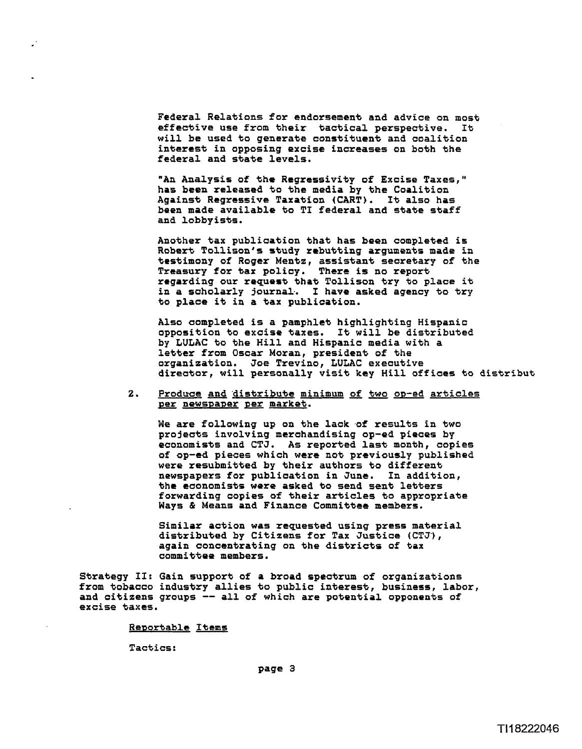Federal Relations for endorsement and advice on most effective use from their tactical perspective. It will be used to generate constituent and coalition interest in opposing excise increases on both the federal and state levels.

"An Analysis of the Regressivity of Excise Taxes," has been released to the media by the Coalition Against Regressive Taxation (CART). It also has been made available to TI federal and state staff and lobbyists.

Another tax publication that has been completed is Robert Tollison's study rebutting arguments made in testimony of Roger Mentz, assistant secretary of the Treasury for tax policy. There is no report regarding our request that Tollison try to place it in a scholarly journal. I have asked agency to try to place it in a tax publication.

Also completed is a pamphlet highlighting Hispanic opposition to excise taxes. It will be distributed by LULAC to the Hill and Hispanic media with a letter from Oscar Moran, president of the organization. Joe Trevino, LULAC executive director, will personally visit key Hill offices to distribut

2. <u>Produce and distribute minimum of two op-ed articles per newspaper per market.</u>

   We are following up on the lack of results in two projects involving merchandising op-ed pieces by economists and CTJ. As reported last month, copies of op-ed pieces which were not previously published were resubmitted by their authors to different newspapers for publication in June. In addition, the economists were asked to send sent letters forwarding copies of their articles to appropriate Ways & Means and Finance Committee members.

   Similar action was requested using press material distributed by Citizens for Tax Justice (CTJ), again concentrating on the districts of tax committee members.

Strategy II: Gain support of a broad spectrum of organizations from tobacco industry allies to public interest, business, labor, and citizens groups -- all of which are potential opponents of excise taxes.

<u>Reportable Items</u>

Tactics: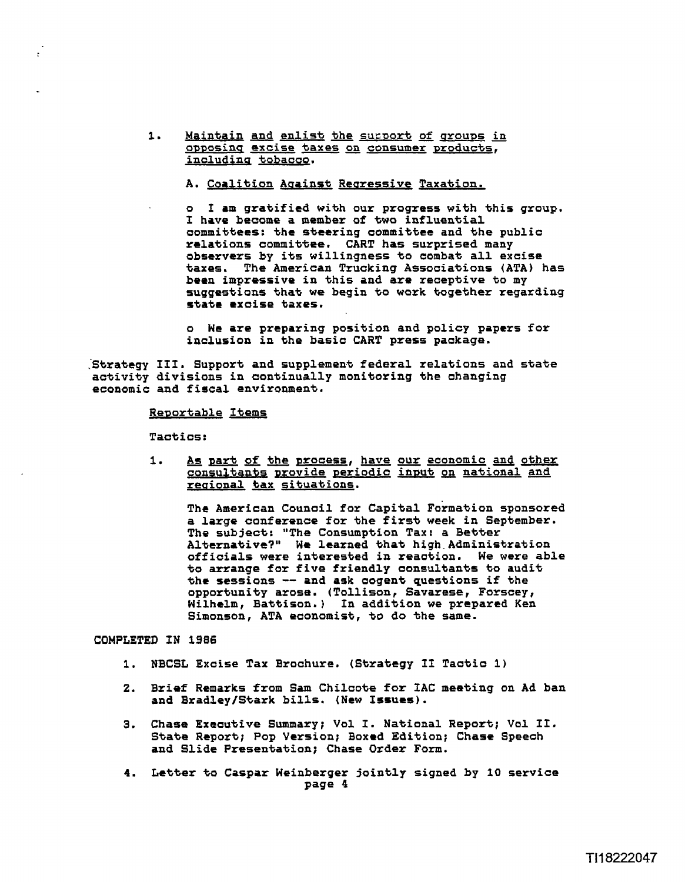1. Maintain and enlist the support of groups in opposing excise taxes on consumer products, including tobacco.

   A. Coalition Against Regressive Taxation.

   o I am gratified with our progress with this group. I have become a member of two influential committees: the steering committee and the public relations committee. CART has surprised many observers by its willingness to combat all excise taxes. The American Trucking Associations (ATA) has been impressive in this and are receptive to my suggestions that we begin to work together regarding state excise taxes.

   o We are preparing position and policy papers for inclusion in the basic CART press package.

Strategy III. Support and supplement federal relations and state activity divisions in continually monitoring the changing economic and fiscal environment.

Reportable Items

Tactics:

1. As part of the process, have our economic and other consultants provide periodic input on national and regional tax situations.

   The American Council for Capital Formation sponsored a large conference for the first week in September. The subject: "The Consumption Tax: a Better Alternative?" We learned that high Administration officials were interested in reaction. We were able to arrange for five friendly consultants to audit the sessions -- and ask cogent questions if the opportunity arose. (Tollison, Savarese, Forscey, Wilhelm, Battison.) In addition we prepared Ken Simonson, ATA economist, to do the same.

COMPLETED IN 1986

1. NBCSL Excise Tax Brochure. (Strategy II Tactic 1)
2. Brief Remarks from Sam Chilcote for IAC meeting on Ad ban and Bradley/Stark bills. (New Issues).
3. Chase Executive Summary; Vol I. National Report; Vol II. State Report; Pop Version; Boxed Edition; Chase Speech and Slide Presentation; Chase Order Form.
4. Letter to Caspar Weinberger jointly signed by 10 service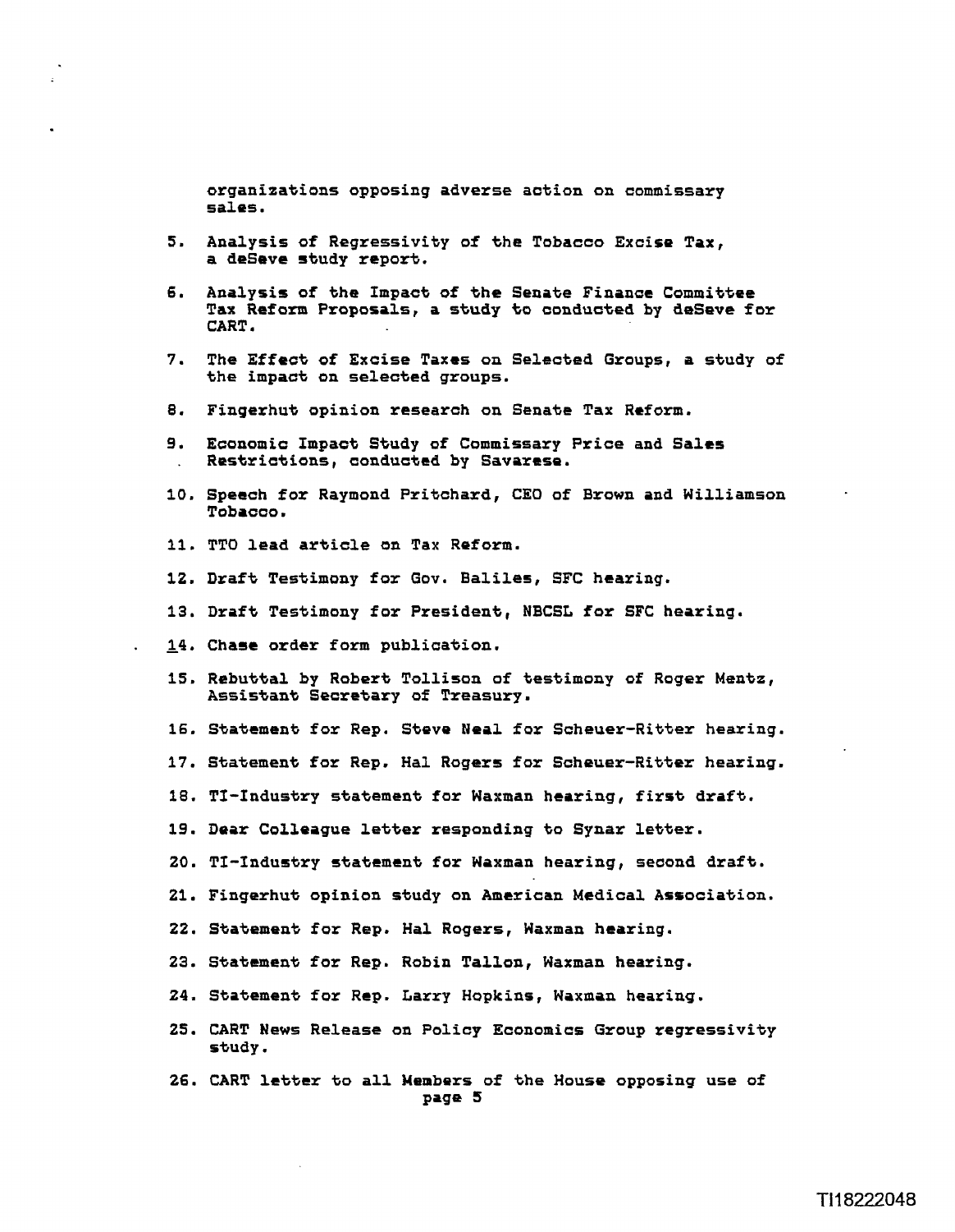organizations opposing adverse action on commissary sales.

5. Analysis of Regressivity of the Tobacco Excise Tax, a deSeve study report.

6. Analysis of the Impact of the Senate Finance Committee Tax Reform Proposals, a study to conducted by deSeve for CART.

7. The Effect of Excise Taxes on Selected Groups, a study of the impact on selected groups.

8. Fingerhut opinion research on Senate Tax Reform.

9. Economic Impact Study of Commissary Price and Sales Restrictions, conducted by Savarese.

10. Speech for Raymond Pritchard, CEO of Brown and Williamson Tobacco.

11. TTO lead article on Tax Reform.

12. Draft Testimony for Gov. Baliles, SFC hearing.

13. Draft Testimony for President, NBCSL for SFC hearing.

14. Chase order form publication.

15. Rebuttal by Robert Tollison of testimony of Roger Mentz, Assistant Secretary of Treasury.

16. Statement for Rep. Steve Neal for Scheuer-Ritter hearing.

17. Statement for Rep. Hal Rogers for Scheuer-Ritter hearing.

18. TI-Industry statement for Waxman hearing, first draft.

19. Dear Colleague letter responding to Synar letter.

20. TI-Industry statement for Waxman hearing, second draft.

21. Fingerhut opinion study on American Medical Association.

22. Statement for Rep. Hal Rogers, Waxman hearing.

23. Statement for Rep. Robin Tallon, Waxman hearing.

24. Statement for Rep. Larry Hopkins, Waxman hearing.

25. CART News Release on Policy Economics Group regressivity study.

26. CART letter to all Members of the House opposing use of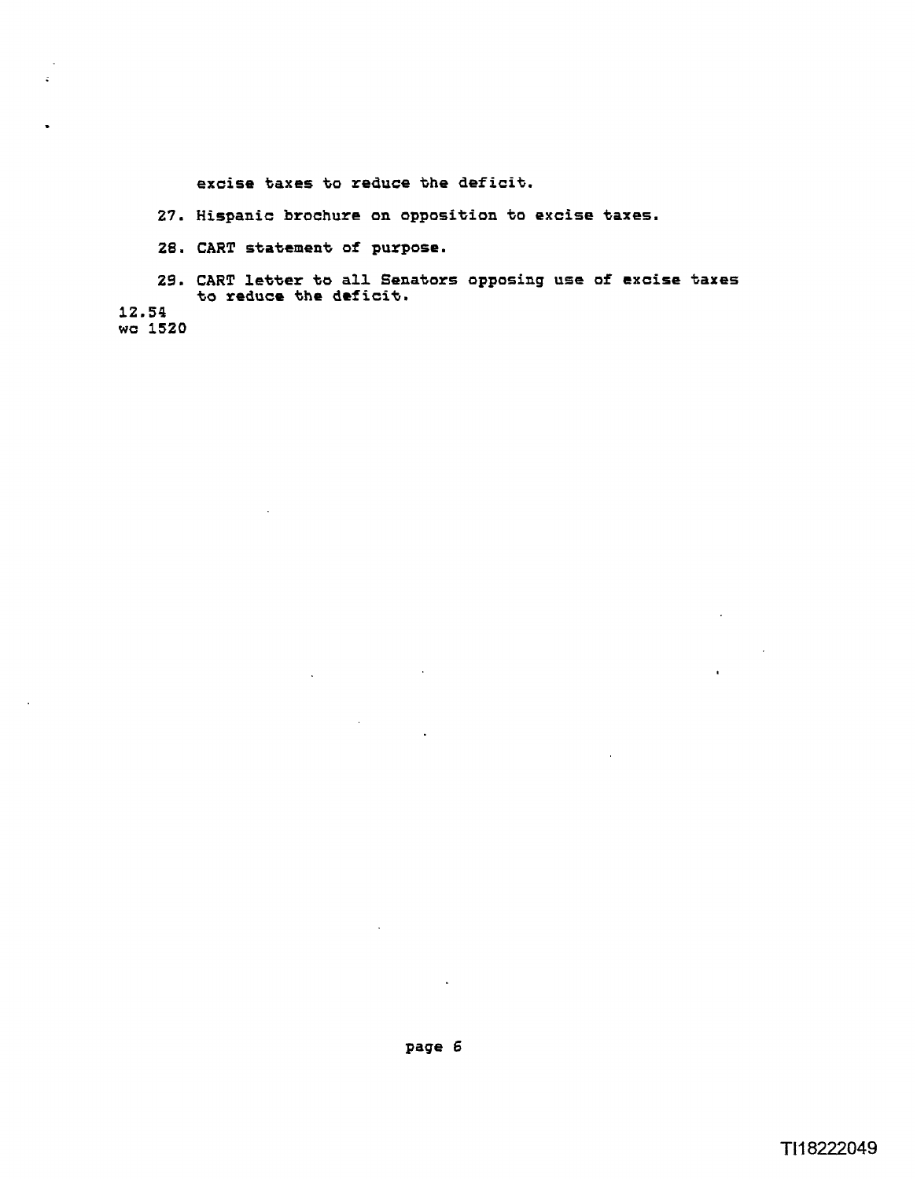excise taxes to reduce the deficit.

27. Hispanic brochure on opposition to excise taxes.

28. CART statement of purpose.

29. CART letter to all Senators opposing use of excise taxes to reduce the deficit.

12.54
wc 1520

TI18222049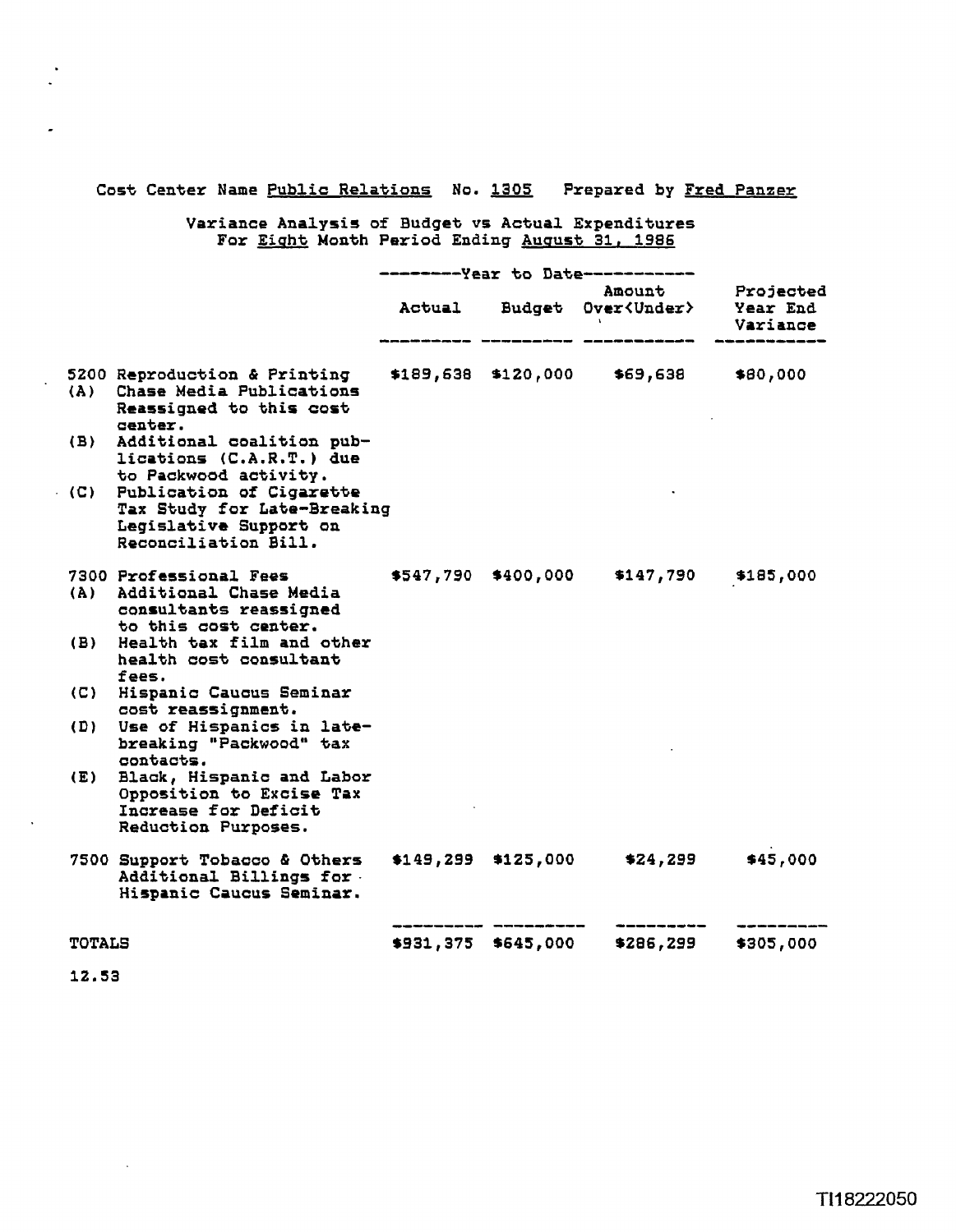Cost Center Name Public Relations No. 1305 Prepared by Fred Panzer

Variance Analysis of Budget vs Actual Expenditures
For Eight Month Period Ending August 31, 1986

| | Year to Date | | | |
|---|---|---|---|---|
| | Actual | Budget | Amount Over<Under> | Projected Year End Variance |
| 5200 Reproduction & Printing<br>(A) Chase Media Publications Reassigned to this cost center.<br>(B) Additional coalition publications (C.A.R.T.) due to Packwood activity.<br>(C) Publication of Cigarette Tax Study for Late-Breaking Legislative Support on Reconciliation Bill. | $189,638 | $120,000 | $69,638 | $80,000 |
| 7300 Professional Fees<br>(A) Additional Chase Media consultants reassigned to this cost center.<br>(B) Health tax film and other health cost consultant fees.<br>(C) Hispanic Caucus Seminar cost reassignment.<br>(D) Use of Hispanics in late-breaking "Packwood" tax contacts.<br>(E) Black, Hispanic and Labor Opposition to Excise Tax Increase for Deficit Reduction Purposes. | $547,790 | $400,000 | $147,790 | $185,000 |
| 7500 Support Tobacco & Others Additional Billings for Hispanic Caucus Seminar. | $149,299 | $125,000 | $24,299 | $45,000 |
| TOTALS | $931,375 | $645,000 | $286,299 | $305,000 |

12.53

TI18222050